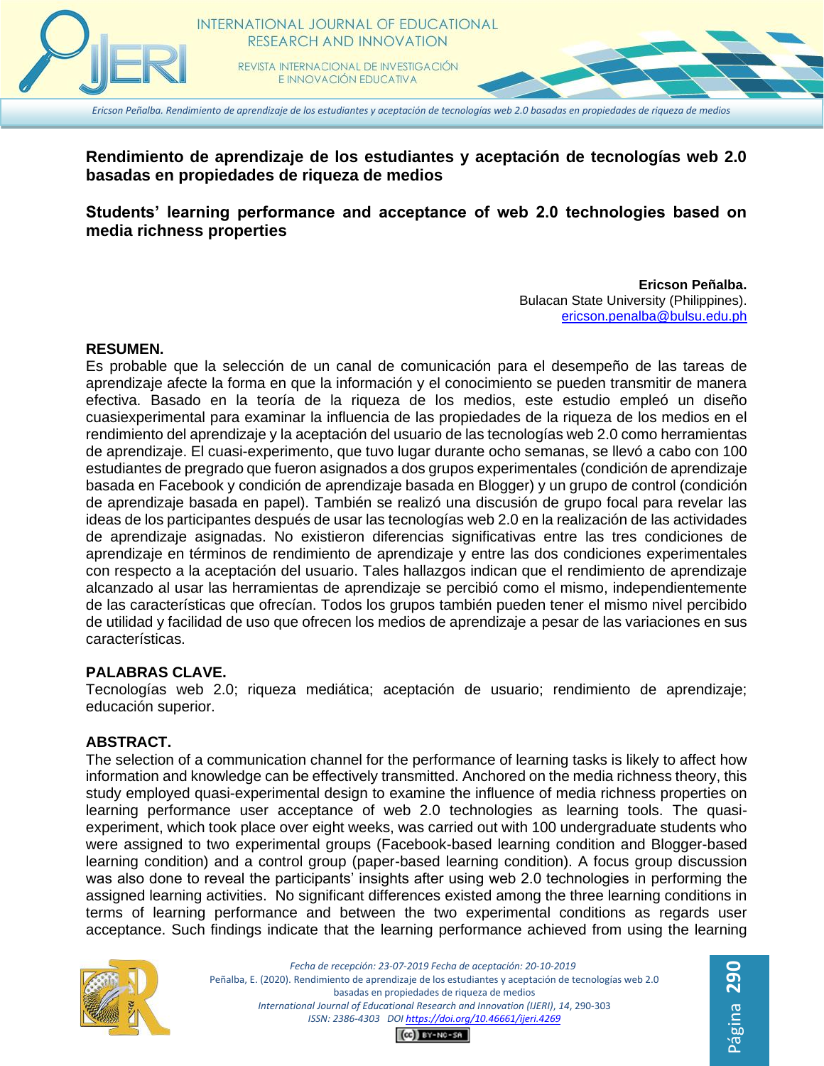# Rendimiento de aprendizaje de los estudiantes y aceptación de tecnologías web 2.0 basadas en propiedades de riqueza de medios

# Students' learning performance and acceptance of web 2.0 technologies based on media richness properties

**Ericson Peñalba.**
Bulacan State University (Philippines).
ericson.penalba@bulsu.edu.ph

## RESUMEN.

Es probable que la selección de un canal de comunicación para el desempeño de las tareas de aprendizaje afecte la forma en que la información y el conocimiento se pueden transmitir de manera efectiva. Basado en la teoría de la riqueza de los medios, este estudio empleó un diseño cuasiexperimental para examinar la influencia de las propiedades de la riqueza de los medios en el rendimiento del aprendizaje y la aceptación del usuario de las tecnologías web 2.0 como herramientas de aprendizaje. El cuasi-experimento, que tuvo lugar durante ocho semanas, se llevó a cabo con 100 estudiantes de pregrado que fueron asignados a dos grupos experimentales (condición de aprendizaje basada en Facebook y condición de aprendizaje basada en Blogger) y un grupo de control (condición de aprendizaje basada en papel). También se realizó una discusión de grupo focal para revelar las ideas de los participantes después de usar las tecnologías web 2.0 en la realización de las actividades de aprendizaje asignadas. No existieron diferencias significativas entre las tres condiciones de aprendizaje en términos de rendimiento de aprendizaje y entre las dos condiciones experimentales con respecto a la aceptación del usuario. Tales hallazgos indican que el rendimiento de aprendizaje alcanzado al usar las herramientas de aprendizaje se percibió como el mismo, independientemente de las características que ofrecían. Todos los grupos también pueden tener el mismo nivel percibido de utilidad y facilidad de uso que ofrecen los medios de aprendizaje a pesar de las variaciones en sus características.

## PALABRAS CLAVE.

Tecnologías web 2.0; riqueza mediática; aceptación de usuario; rendimiento de aprendizaje; educación superior.

## ABSTRACT.

The selection of a communication channel for the performance of learning tasks is likely to affect how information and knowledge can be effectively transmitted. Anchored on the media richness theory, this study employed quasi-experimental design to examine the influence of media richness properties on learning performance user acceptance of web 2.0 technologies as learning tools. The quasi-experiment, which took place over eight weeks, was carried out with 100 undergraduate students who were assigned to two experimental groups (Facebook-based learning condition and Blogger-based learning condition) and a control group (paper-based learning condition). A focus group discussion was also done to reveal the participants' insights after using web 2.0 technologies in performing the assigned learning activities. No significant differences existed among the three learning conditions in terms of learning performance and between the two experimental conditions as regards user acceptance. Such findings indicate that the learning performance achieved from using the learning

*Fecha de recepción: 23-07-2019 Fecha de aceptación: 20-10-2019*
*Peñalba, E. (2020). Rendimiento de aprendizaje de los estudiantes y aceptación de tecnologías web 2.0 basadas en propiedades de riqueza de medios*
*International Journal of Educational Research and Innovation (IJERI), 14, 290-303*
*ISSN: 2386-4303 DOI https://doi.org/10.46661/ijeri.4269*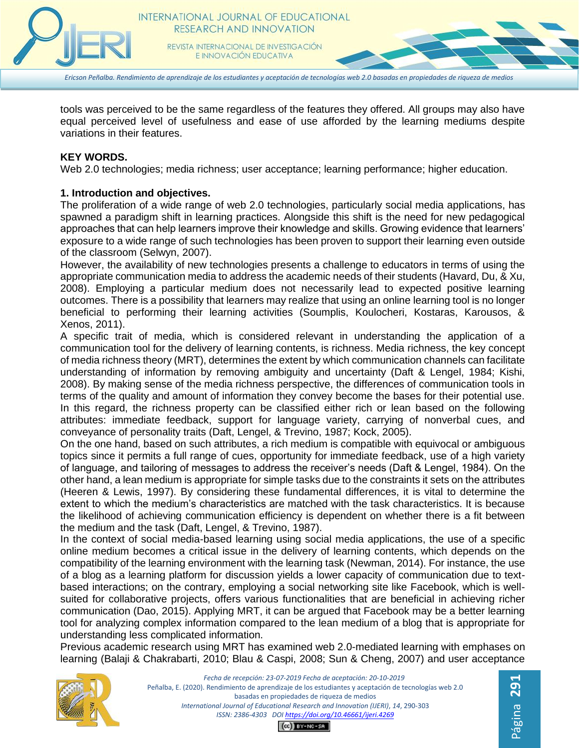tools was perceived to be the same regardless of the features they offered. All groups may also have equal perceived level of usefulness and ease of use afforded by the learning mediums despite variations in their features.

**KEY WORDS.**

Web 2.0 technologies; media richness; user acceptance; learning performance; higher education.

## 1. Introduction and objectives.

The proliferation of a wide range of web 2.0 technologies, particularly social media applications, has spawned a paradigm shift in learning practices. Alongside this shift is the need for new pedagogical approaches that can help learners improve their knowledge and skills. Growing evidence that learners' exposure to a wide range of such technologies has been proven to support their learning even outside of the classroom (Selwyn, 2007).

However, the availability of new technologies presents a challenge to educators in terms of using the appropriate communication media to address the academic needs of their students (Havard, Du, & Xu, 2008). Employing a particular medium does not necessarily lead to expected positive learning outcomes. There is a possibility that learners may realize that using an online learning tool is no longer beneficial to performing their learning activities (Soumplis, Koulocheri, Kostaras, Karousos, & Xenos, 2011).

A specific trait of media, which is considered relevant in understanding the application of a communication tool for the delivery of learning contents, is richness. Media richness, the key concept of media richness theory (MRT), determines the extent by which communication channels can facilitate understanding of information by removing ambiguity and uncertainty (Daft & Lengel, 1984; Kishi, 2008). By making sense of the media richness perspective, the differences of communication tools in terms of the quality and amount of information they convey become the bases for their potential use. In this regard, the richness property can be classified either rich or lean based on the following attributes: immediate feedback, support for language variety, carrying of nonverbal cues, and conveyance of personality traits (Daft, Lengel, & Trevino, 1987; Kock, 2005).

On the one hand, based on such attributes, a rich medium is compatible with equivocal or ambiguous topics since it permits a full range of cues, opportunity for immediate feedback, use of a high variety of language, and tailoring of messages to address the receiver's needs (Daft & Lengel, 1984). On the other hand, a lean medium is appropriate for simple tasks due to the constraints it sets on the attributes (Heeren & Lewis, 1997). By considering these fundamental differences, it is vital to determine the extent to which the medium's characteristics are matched with the task characteristics. It is because the likelihood of achieving communication efficiency is dependent on whether there is a fit between the medium and the task (Daft, Lengel, & Trevino, 1987).

In the context of social media-based learning using social media applications, the use of a specific online medium becomes a critical issue in the delivery of learning contents, which depends on the compatibility of the learning environment with the learning task (Newman, 2014). For instance, the use of a blog as a learning platform for discussion yields a lower capacity of communication due to text-based interactions; on the contrary, employing a social networking site like Facebook, which is well-suited for collaborative projects, offers various functionalities that are beneficial in achieving richer communication (Dao, 2015). Applying MRT, it can be argued that Facebook may be a better learning tool for analyzing complex information compared to the lean medium of a blog that is appropriate for understanding less complicated information.

Previous academic research using MRT has examined web 2.0-mediated learning with emphases on learning (Balaji & Chakrabarti, 2010; Blau & Caspi, 2008; Sun & Cheng, 2007) and user acceptance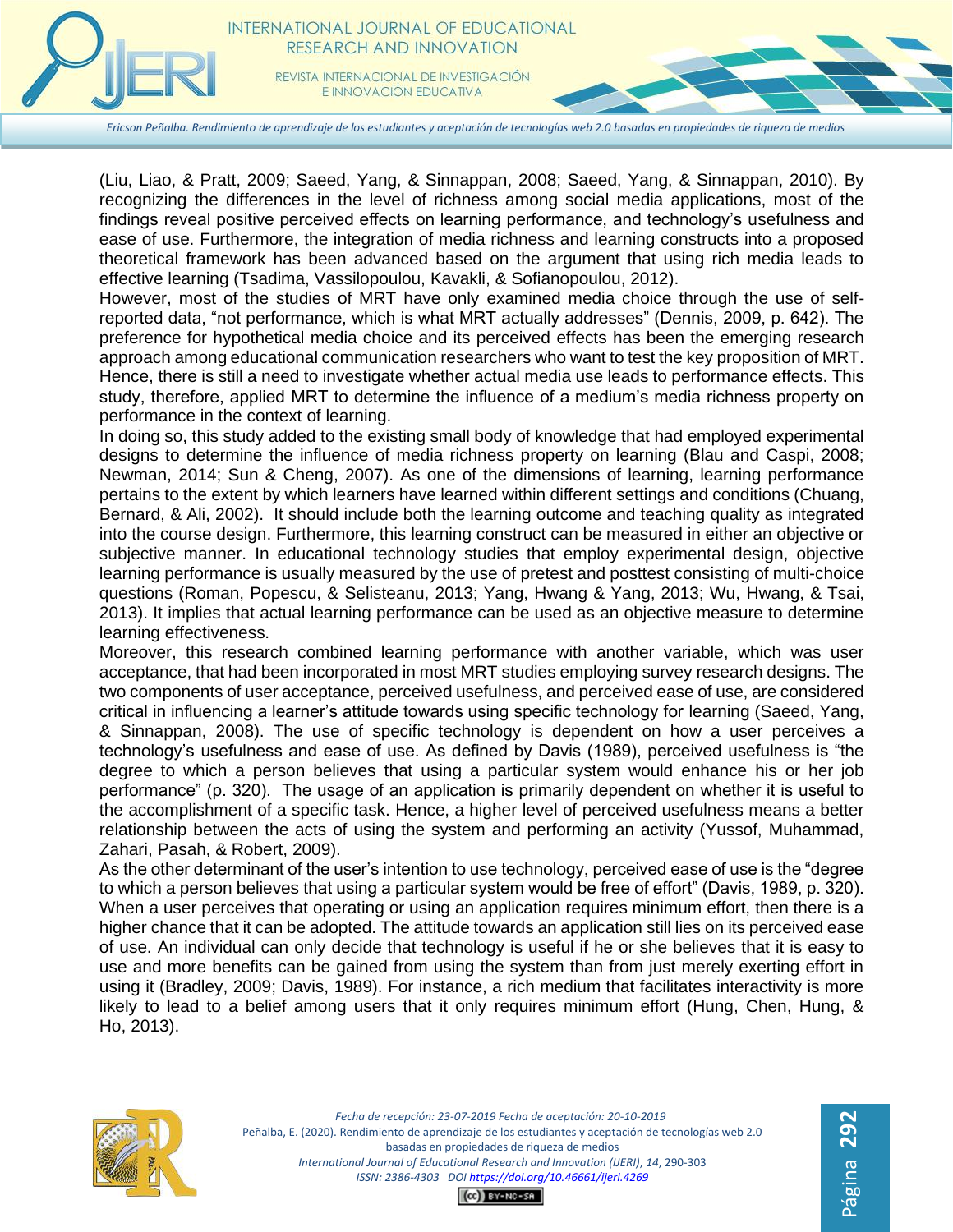(Liu, Liao, & Pratt, 2009; Saeed, Yang, & Sinnappan, 2008; Saeed, Yang, & Sinnappan, 2010). By recognizing the differences in the level of richness among social media applications, most of the findings reveal positive perceived effects on learning performance, and technology's usefulness and ease of use. Furthermore, the integration of media richness and learning constructs into a proposed theoretical framework has been advanced based on the argument that using rich media leads to effective learning (Tsadima, Vassilopoulou, Kavakli, & Sofianopoulou, 2012).

However, most of the studies of MRT have only examined media choice through the use of self-reported data, "not performance, which is what MRT actually addresses" (Dennis, 2009, p. 642). The preference for hypothetical media choice and its perceived effects has been the emerging research approach among educational communication researchers who want to test the key proposition of MRT. Hence, there is still a need to investigate whether actual media use leads to performance effects. This study, therefore, applied MRT to determine the influence of a medium's media richness property on performance in the context of learning.

In doing so, this study added to the existing small body of knowledge that had employed experimental designs to determine the influence of media richness property on learning (Blau and Caspi, 2008; Newman, 2014; Sun & Cheng, 2007). As one of the dimensions of learning, learning performance pertains to the extent by which learners have learned within different settings and conditions (Chuang, Bernard, & Ali, 2002). It should include both the learning outcome and teaching quality as integrated into the course design. Furthermore, this learning construct can be measured in either an objective or subjective manner. In educational technology studies that employ experimental design, objective learning performance is usually measured by the use of pretest and posttest consisting of multi-choice questions (Roman, Popescu, & Selisteanu, 2013; Yang, Hwang & Yang, 2013; Wu, Hwang, & Tsai, 2013). It implies that actual learning performance can be used as an objective measure to determine learning effectiveness.

Moreover, this research combined learning performance with another variable, which was user acceptance, that had been incorporated in most MRT studies employing survey research designs. The two components of user acceptance, perceived usefulness, and perceived ease of use, are considered critical in influencing a learner's attitude towards using specific technology for learning (Saeed, Yang, & Sinnappan, 2008). The use of specific technology is dependent on how a user perceives a technology's usefulness and ease of use. As defined by Davis (1989), perceived usefulness is "the degree to which a person believes that using a particular system would enhance his or her job performance" (p. 320). The usage of an application is primarily dependent on whether it is useful to the accomplishment of a specific task. Hence, a higher level of perceived usefulness means a better relationship between the acts of using the system and performing an activity (Yussof, Muhammad, Zahari, Pasah, & Robert, 2009).

As the other determinant of the user's intention to use technology, perceived ease of use is the "degree to which a person believes that using a particular system would be free of effort" (Davis, 1989, p. 320). When a user perceives that operating or using an application requires minimum effort, then there is a higher chance that it can be adopted. The attitude towards an application still lies on its perceived ease of use. An individual can only decide that technology is useful if he or she believes that it is easy to use and more benefits can be gained from using the system than from just merely exerting effort in using it (Bradley, 2009; Davis, 1989). For instance, a rich medium that facilitates interactivity is more likely to lead to a belief among users that it only requires minimum effort (Hung, Chen, Hung, & Ho, 2013).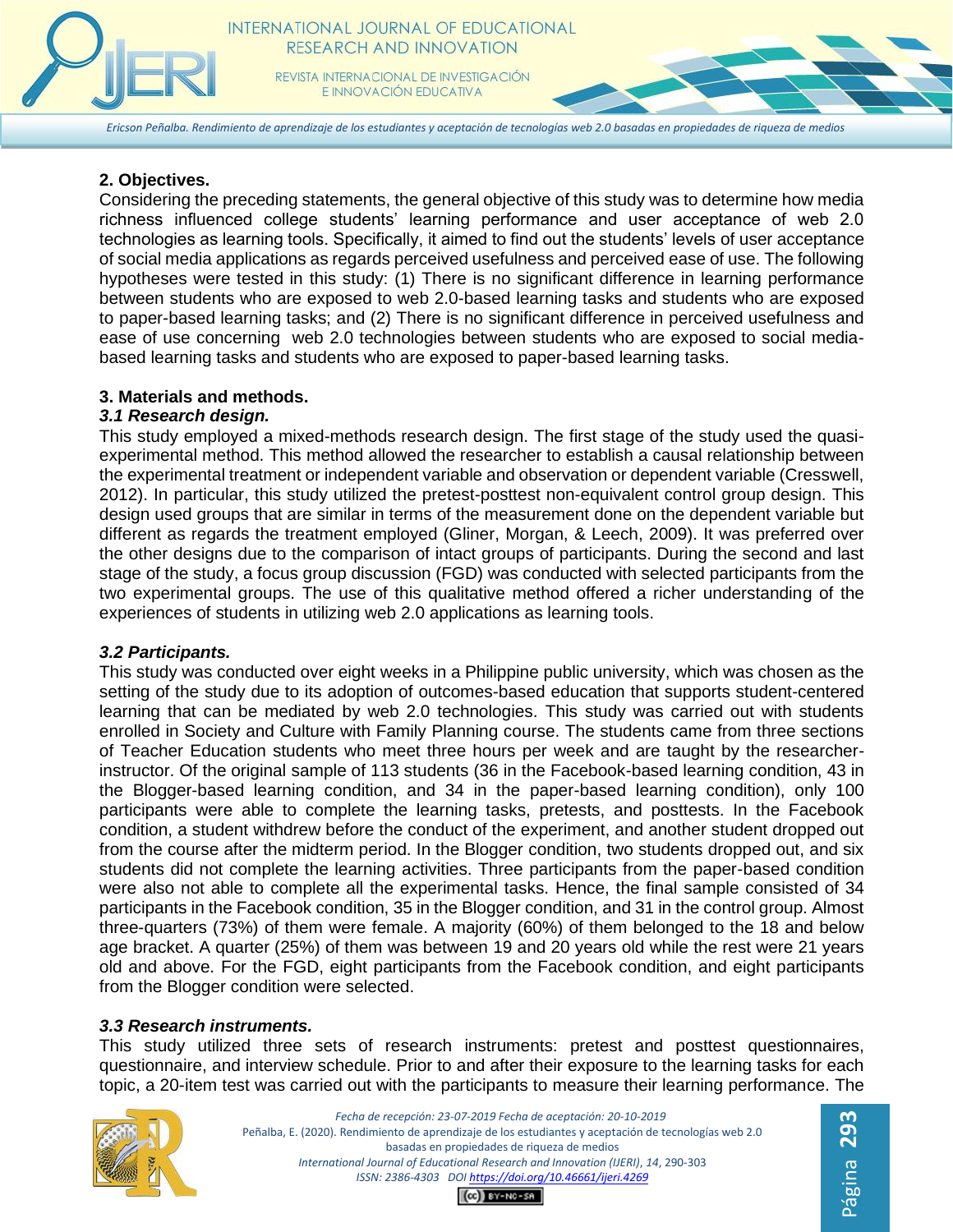## 2. Objectives.

Considering the preceding statements, the general objective of this study was to determine how media richness influenced college students' learning performance and user acceptance of web 2.0 technologies as learning tools. Specifically, it aimed to find out the students' levels of user acceptance of social media applications as regards perceived usefulness and perceived ease of use. The following hypotheses were tested in this study: (1) There is no significant difference in learning performance between students who are exposed to web 2.0-based learning tasks and students who are exposed to paper-based learning tasks; and (2) There is no significant difference in perceived usefulness and ease of use concerning web 2.0 technologies between students who are exposed to social media-based learning tasks and students who are exposed to paper-based learning tasks.

## 3. Materials and methods.

### *3.1 Research design.*

This study employed a mixed-methods research design. The first stage of the study used the quasi-experimental method. This method allowed the researcher to establish a causal relationship between the experimental treatment or independent variable and observation or dependent variable (Cresswell, 2012). In particular, this study utilized the pretest-posttest non-equivalent control group design. This design used groups that are similar in terms of the measurement done on the dependent variable but different as regards the treatment employed (Gliner, Morgan, & Leech, 2009). It was preferred over the other designs due to the comparison of intact groups of participants. During the second and last stage of the study, a focus group discussion (FGD) was conducted with selected participants from the two experimental groups. The use of this qualitative method offered a richer understanding of the experiences of students in utilizing web 2.0 applications as learning tools.

### *3.2 Participants.*

This study was conducted over eight weeks in a Philippine public university, which was chosen as the setting of the study due to its adoption of outcomes-based education that supports student-centered learning that can be mediated by web 2.0 technologies. This study was carried out with students enrolled in Society and Culture with Family Planning course. The students came from three sections of Teacher Education students who meet three hours per week and are taught by the researcher-instructor. Of the original sample of 113 students (36 in the Facebook-based learning condition, 43 in the Blogger-based learning condition, and 34 in the paper-based learning condition), only 100 participants were able to complete the learning tasks, pretests, and posttests. In the Facebook condition, a student withdrew before the conduct of the experiment, and another student dropped out from the course after the midterm period. In the Blogger condition, two students dropped out, and six students did not complete the learning activities. Three participants from the paper-based condition were also not able to complete all the experimental tasks. Hence, the final sample consisted of 34 participants in the Facebook condition, 35 in the Blogger condition, and 31 in the control group. Almost three-quarters (73%) of them were female. A majority (60%) of them belonged to the 18 and below age bracket. A quarter (25%) of them was between 19 and 20 years old while the rest were 21 years old and above. For the FGD, eight participants from the Facebook condition, and eight participants from the Blogger condition were selected.

### *3.3 Research instruments.*

This study utilized three sets of research instruments: pretest and posttest questionnaires, questionnaire, and interview schedule. Prior to and after their exposure to the learning tasks for each topic, a 20-item test was carried out with the participants to measure their learning performance. The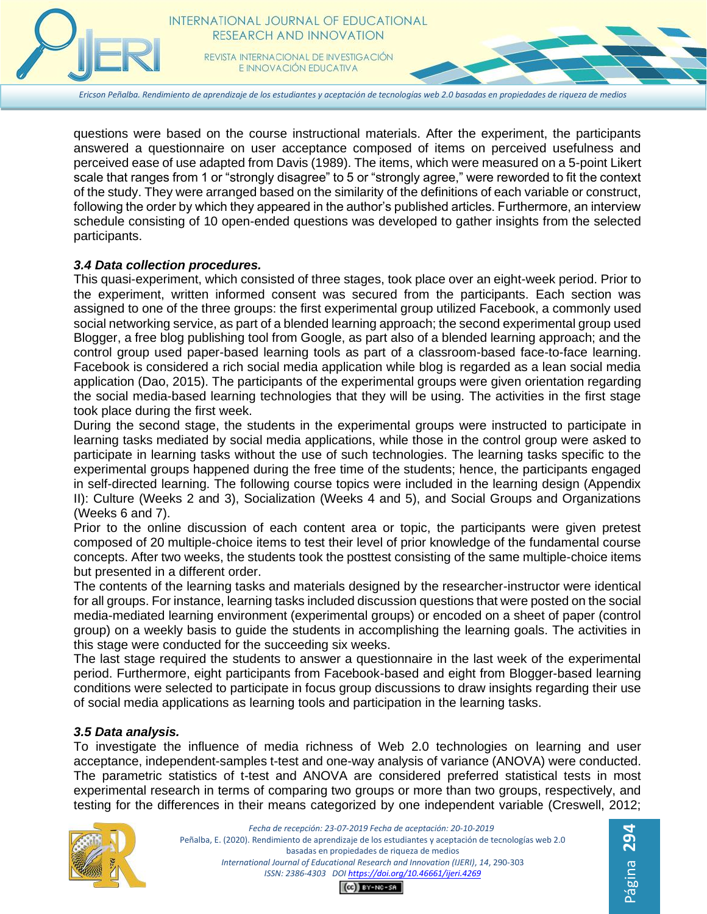questions were based on the course instructional materials. After the experiment, the participants answered a questionnaire on user acceptance composed of items on perceived usefulness and perceived ease of use adapted from Davis (1989). The items, which were measured on a 5-point Likert scale that ranges from 1 or "strongly disagree" to 5 or "strongly agree," were reworded to fit the context of the study. They were arranged based on the similarity of the definitions of each variable or construct, following the order by which they appeared in the author's published articles. Furthermore, an interview schedule consisting of 10 open-ended questions was developed to gather insights from the selected participants.

### *3.4 Data collection procedures.*

This quasi-experiment, which consisted of three stages, took place over an eight-week period. Prior to the experiment, written informed consent was secured from the participants. Each section was assigned to one of the three groups: the first experimental group utilized Facebook, a commonly used social networking service, as part of a blended learning approach; the second experimental group used Blogger, a free blog publishing tool from Google, as part also of a blended learning approach; and the control group used paper-based learning tools as part of a classroom-based face-to-face learning. Facebook is considered a rich social media application while blog is regarded as a lean social media application (Dao, 2015). The participants of the experimental groups were given orientation regarding the social media-based learning technologies that they will be using. The activities in the first stage took place during the first week.

During the second stage, the students in the experimental groups were instructed to participate in learning tasks mediated by social media applications, while those in the control group were asked to participate in learning tasks without the use of such technologies. The learning tasks specific to the experimental groups happened during the free time of the students; hence, the participants engaged in self-directed learning. The following course topics were included in the learning design (Appendix II): Culture (Weeks 2 and 3), Socialization (Weeks 4 and 5), and Social Groups and Organizations (Weeks 6 and 7).

Prior to the online discussion of each content area or topic, the participants were given pretest composed of 20 multiple-choice items to test their level of prior knowledge of the fundamental course concepts. After two weeks, the students took the posttest consisting of the same multiple-choice items but presented in a different order.

The contents of the learning tasks and materials designed by the researcher-instructor were identical for all groups. For instance, learning tasks included discussion questions that were posted on the social media-mediated learning environment (experimental groups) or encoded on a sheet of paper (control group) on a weekly basis to guide the students in accomplishing the learning goals. The activities in this stage were conducted for the succeeding six weeks.

The last stage required the students to answer a questionnaire in the last week of the experimental period. Furthermore, eight participants from Facebook-based and eight from Blogger-based learning conditions were selected to participate in focus group discussions to draw insights regarding their use of social media applications as learning tools and participation in the learning tasks.

### *3.5 Data analysis.*

To investigate the influence of media richness of Web 2.0 technologies on learning and user acceptance, independent-samples t-test and one-way analysis of variance (ANOVA) were conducted. The parametric statistics of t-test and ANOVA are considered preferred statistical tests in most experimental research in terms of comparing two groups or more than two groups, respectively, and testing for the differences in their means categorized by one independent variable (Creswell, 2012;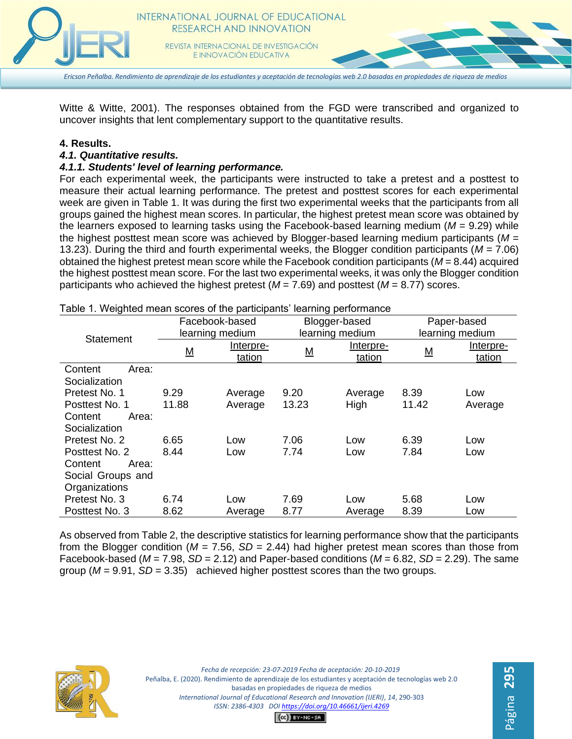Witte & Witte, 2001). The responses obtained from the FGD were transcribed and organized to uncover insights that lent complementary support to the quantitative results.

## 4. Results.

### *4.1. Quantitative results.*

#### *4.1.1. Students' level of learning performance.*

For each experimental week, the participants were instructed to take a pretest and a posttest to measure their actual learning performance. The pretest and posttest scores for each experimental week are given in Table 1. It was during the first two experimental weeks that the participants from all groups gained the highest mean scores. In particular, the highest pretest mean score was obtained by the learners exposed to learning tasks using the Facebook-based learning medium (*M* = 9.29) while the highest posttest mean score was achieved by Blogger-based learning medium participants (*M* = 13.23). During the third and fourth experimental weeks, the Blogger condition participants (*M* = 7.06) obtained the highest pretest mean score while the Facebook condition participants (*M* = 8.44) acquired the highest posttest mean score. For the last two experimental weeks, it was only the Blogger condition participants who achieved the highest pretest (*M* = 7.69) and posttest (*M* = 8.77) scores.

Table 1. Weighted mean scores of the participants' learning performance

| Statement | Facebook-based learning medium | | Blogger-based learning medium | | Paper-based learning medium | |
|---|---|---|---|---|---|---|
| | M | Interpretation | M | Interpretation | M | Interpretation |
| Content Area: Socialization | | | | | | |
| Pretest No. 1 | 9.29 | Average | 9.20 | Average | 8.39 | Low |
| Posttest No. 1 | 11.88 | Average | 13.23 | High | 11.42 | Average |
| Content Area: Socialization | | | | | | |
| Pretest No. 2 | 6.65 | Low | 7.06 | Low | 6.39 | Low |
| Posttest No. 2 | 8.44 | Low | 7.74 | Low | 7.84 | Low |
| Content Area: Social Groups and Organizations | | | | | | |
| Pretest No. 3 | 6.74 | Low | 7.69 | Low | 5.68 | Low |
| Posttest No. 3 | 8.62 | Average | 8.77 | Average | 8.39 | Low |

As observed from Table 2, the descriptive statistics for learning performance show that the participants from the Blogger condition (*M* = 7.56, *SD* = 2.44) had higher pretest mean scores than those from Facebook-based (*M* = 7.98, *SD* = 2.12) and Paper-based conditions (*M* = 6.82, *SD* = 2.29). The same group (*M* = 9.91, *SD* = 3.35) achieved higher posttest scores than the two groups.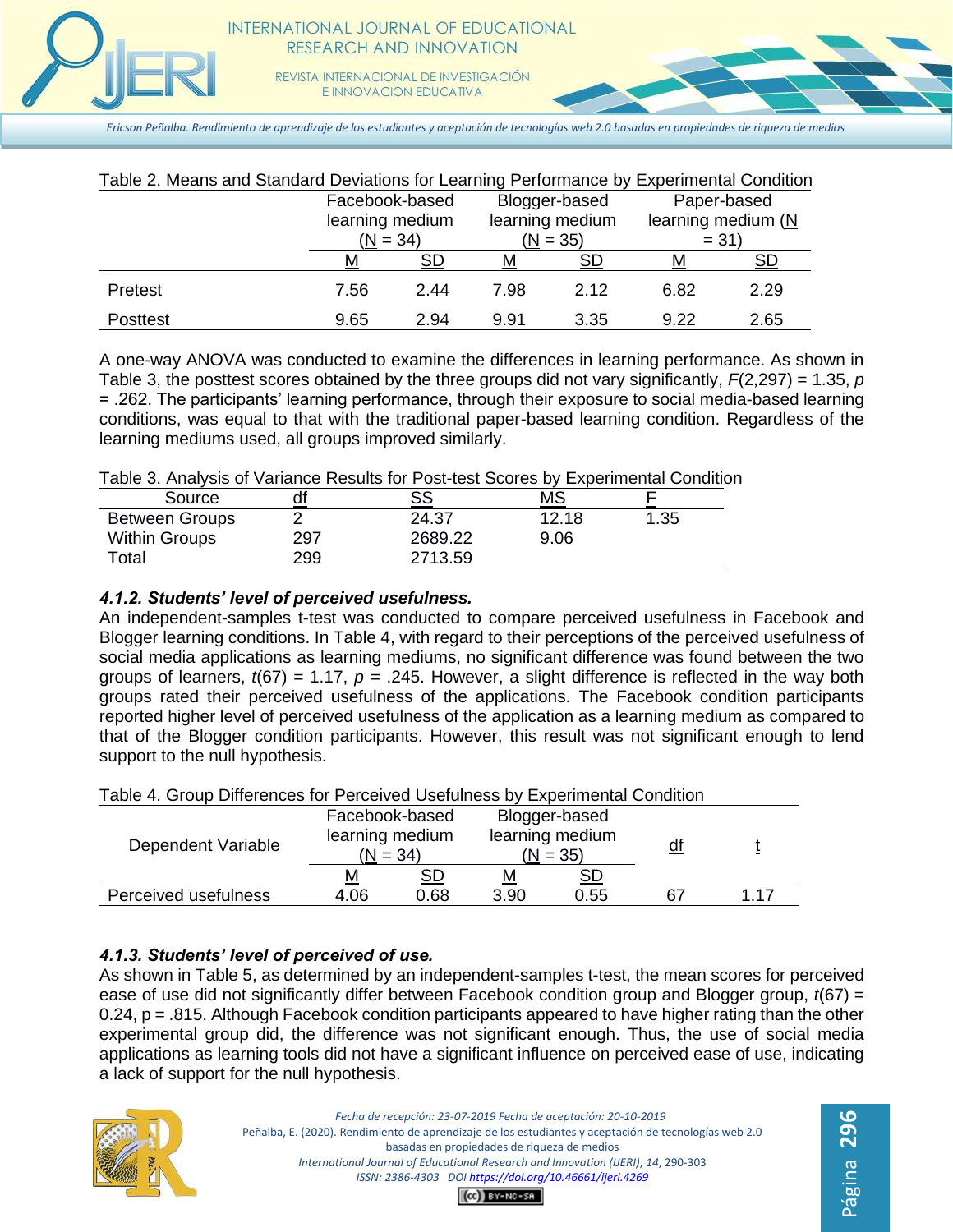Table 2. Means and Standard Deviations for Learning Performance by Experimental Condition

| | Facebook-based learning medium (N = 34) | | Blogger-based learning medium (N = 35) | | Paper-based learning medium (N = 31) | |
|---|---|---|---|---|---|---|
| | M | SD | M | SD | M | SD |
| Pretest | 7.56 | 2.44 | 7.98 | 2.12 | 6.82 | 2.29 |
| Posttest | 9.65 | 2.94 | 9.91 | 3.35 | 9.22 | 2.65 |

A one-way ANOVA was conducted to examine the differences in learning performance. As shown in Table 3, the posttest scores obtained by the three groups did not vary significantly, $F(2,297) = 1.35$, $p = .262$. The participants' learning performance, through their exposure to social media-based learning conditions, was equal to that with the traditional paper-based learning condition. Regardless of the learning mediums used, all groups improved similarly.

Table 3. Analysis of Variance Results for Post-test Scores by Experimental Condition

| Source | df | SS | MS | F |
|---|---|---|---|---|
| Between Groups | 2 | 24.37 | 12.18 | 1.35 |
| Within Groups | 297 | 2689.22 | 9.06 | |
| Total | 299 | 2713.59 | | |

#### *4.1.2. Students' level of perceived usefulness.*

An independent-samples t-test was conducted to compare perceived usefulness in Facebook and Blogger learning conditions. In Table 4, with regard to their perceptions of the perceived usefulness of social media applications as learning mediums, no significant difference was found between the two groups of learners, $t(67) = 1.17$, $p = .245$. However, a slight difference is reflected in the way both groups rated their perceived usefulness of the applications. The Facebook condition participants reported higher level of perceived usefulness of the application as a learning medium as compared to that of the Blogger condition participants. However, this result was not significant enough to lend support to the null hypothesis.

Table 4. Group Differences for Perceived Usefulness by Experimental Condition

| Dependent Variable | Facebook-based learning medium (N = 34) | | Blogger-based learning medium (N = 35) | | df | t |
|---|---|---|---|---|---|---|
| | M | SD | M | SD | | |
| Perceived usefulness | 4.06 | 0.68 | 3.90 | 0.55 | 67 | 1.17 |

#### *4.1.3. Students' level of perceived of use.*

As shown in Table 5, as determined by an independent-samples t-test, the mean scores for perceived ease of use did not significantly differ between Facebook condition group and Blogger group, $t(67) = 0.24$, $p = .815$. Although Facebook condition participants appeared to have higher rating than the other experimental group did, the difference was not significant enough. Thus, the use of social media applications as learning tools did not have a significant influence on perceived ease of use, indicating a lack of support for the null hypothesis.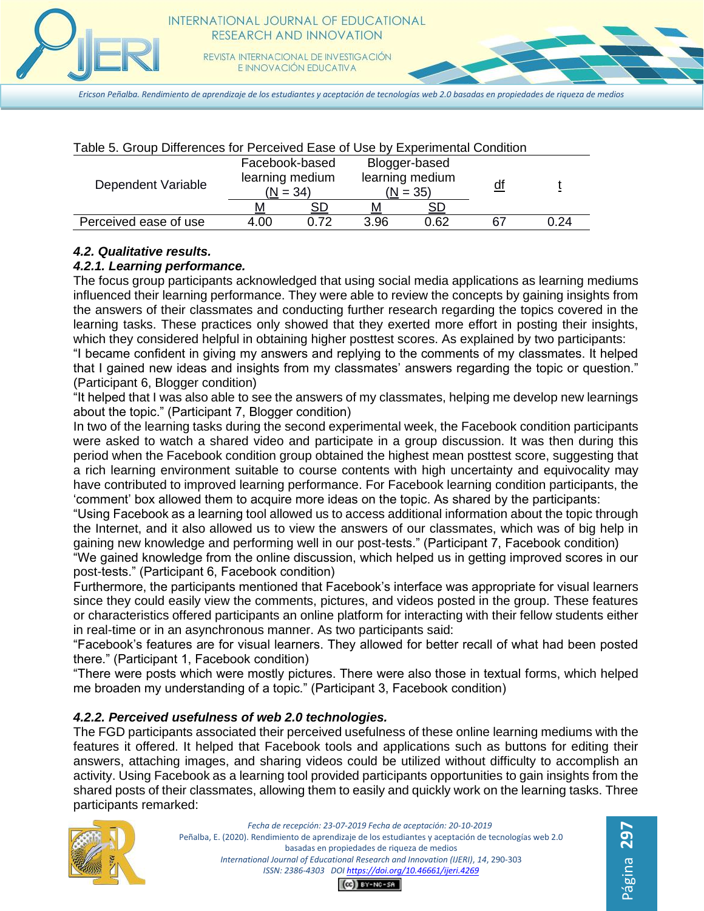Table 5. Group Differences for Perceived Ease of Use by Experimental Condition

| Dependent Variable | Facebook-based learning medium (N = 34) | | Blogger-based learning medium (N = 35) | | df | t |
|---|---|---|---|---|---|---|
| | M | SD | M | SD | | |
| Perceived ease of use | 4.00 | 0.72 | 3.96 | 0.62 | 67 | 0.24 |

### *4.2. Qualitative results.*

#### *4.2.1. Learning performance.*

The focus group participants acknowledged that using social media applications as learning mediums influenced their learning performance. They were able to review the concepts by gaining insights from the answers of their classmates and conducting further research regarding the topics covered in the learning tasks. These practices only showed that they exerted more effort in posting their insights, which they considered helpful in obtaining higher posttest scores. As explained by two participants:

"I became confident in giving my answers and replying to the comments of my classmates. It helped that I gained new ideas and insights from my classmates' answers regarding the topic or question." (Participant 6, Blogger condition)

"It helped that I was also able to see the answers of my classmates, helping me develop new learnings about the topic." (Participant 7, Blogger condition)

In two of the learning tasks during the second experimental week, the Facebook condition participants were asked to watch a shared video and participate in a group discussion. It was then during this period when the Facebook condition group obtained the highest mean posttest score, suggesting that a rich learning environment suitable to course contents with high uncertainty and equivocality may have contributed to improved learning performance. For Facebook learning condition participants, the 'comment' box allowed them to acquire more ideas on the topic. As shared by the participants:

"Using Facebook as a learning tool allowed us to access additional information about the topic through the Internet, and it also allowed us to view the answers of our classmates, which was of big help in gaining new knowledge and performing well in our post-tests." (Participant 7, Facebook condition)

"We gained knowledge from the online discussion, which helped us in getting improved scores in our post-tests." (Participant 6, Facebook condition)

Furthermore, the participants mentioned that Facebook's interface was appropriate for visual learners since they could easily view the comments, pictures, and videos posted in the group. These features or characteristics offered participants an online platform for interacting with their fellow students either in real-time or in an asynchronous manner. As two participants said:

"Facebook's features are for visual learners. They allowed for better recall of what had been posted there." (Participant 1, Facebook condition)

"There were posts which were mostly pictures. There were also those in textual forms, which helped me broaden my understanding of a topic." (Participant 3, Facebook condition)

#### *4.2.2. Perceived usefulness of web 2.0 technologies.*

The FGD participants associated their perceived usefulness of these online learning mediums with the features it offered. It helped that Facebook tools and applications such as buttons for editing their answers, attaching images, and sharing videos could be utilized without difficulty to accomplish an activity. Using Facebook as a learning tool provided participants opportunities to gain insights from the shared posts of their classmates, allowing them to easily and quickly work on the learning tasks. Three participants remarked: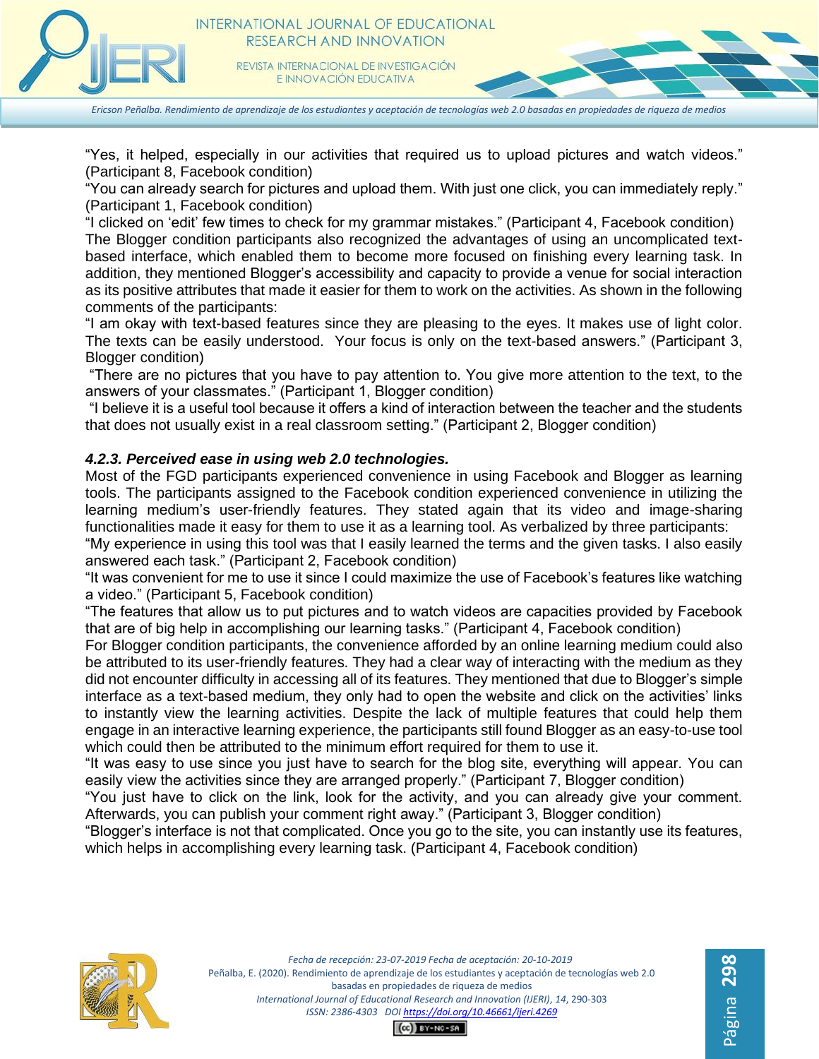"Yes, it helped, especially in our activities that required us to upload pictures and watch videos." (Participant 8, Facebook condition)

"You can already search for pictures and upload them. With just one click, you can immediately reply." (Participant 1, Facebook condition)

"I clicked on 'edit' few times to check for my grammar mistakes." (Participant 4, Facebook condition)

The Blogger condition participants also recognized the advantages of using an uncomplicated text-based interface, which enabled them to become more focused on finishing every learning task. In addition, they mentioned Blogger's accessibility and capacity to provide a venue for social interaction as its positive attributes that made it easier for them to work on the activities. As shown in the following comments of the participants:

"I am okay with text-based features since they are pleasing to the eyes. It makes use of light color. The texts can be easily understood. Your focus is only on the text-based answers." (Participant 3, Blogger condition)

"There are no pictures that you have to pay attention to. You give more attention to the text, to the answers of your classmates." (Participant 1, Blogger condition)

"I believe it is a useful tool because it offers a kind of interaction between the teacher and the students that does not usually exist in a real classroom setting." (Participant 2, Blogger condition)

#### *4.2.3. Perceived ease in using web 2.0 technologies.*

Most of the FGD participants experienced convenience in using Facebook and Blogger as learning tools. The participants assigned to the Facebook condition experienced convenience in utilizing the learning medium's user-friendly features. They stated again that its video and image-sharing functionalities made it easy for them to use it as a learning tool. As verbalized by three participants:

"My experience in using this tool was that I easily learned the terms and the given tasks. I also easily answered each task." (Participant 2, Facebook condition)

"It was convenient for me to use it since I could maximize the use of Facebook's features like watching a video." (Participant 5, Facebook condition)

"The features that allow us to put pictures and to watch videos are capacities provided by Facebook that are of big help in accomplishing our learning tasks." (Participant 4, Facebook condition)

For Blogger condition participants, the convenience afforded by an online learning medium could also be attributed to its user-friendly features. They had a clear way of interacting with the medium as they did not encounter difficulty in accessing all of its features. They mentioned that due to Blogger's simple interface as a text-based medium, they only had to open the website and click on the activities' links to instantly view the learning activities. Despite the lack of multiple features that could help them engage in an interactive learning experience, the participants still found Blogger as an easy-to-use tool which could then be attributed to the minimum effort required for them to use it.

"It was easy to use since you just have to search for the blog site, everything will appear. You can easily view the activities since they are arranged properly." (Participant 7, Blogger condition)

"You just have to click on the link, look for the activity, and you can already give your comment. Afterwards, you can publish your comment right away." (Participant 3, Blogger condition)

"Blogger's interface is not that complicated. Once you go to the site, you can instantly use its features, which helps in accomplishing every learning task. (Participant 4, Facebook condition)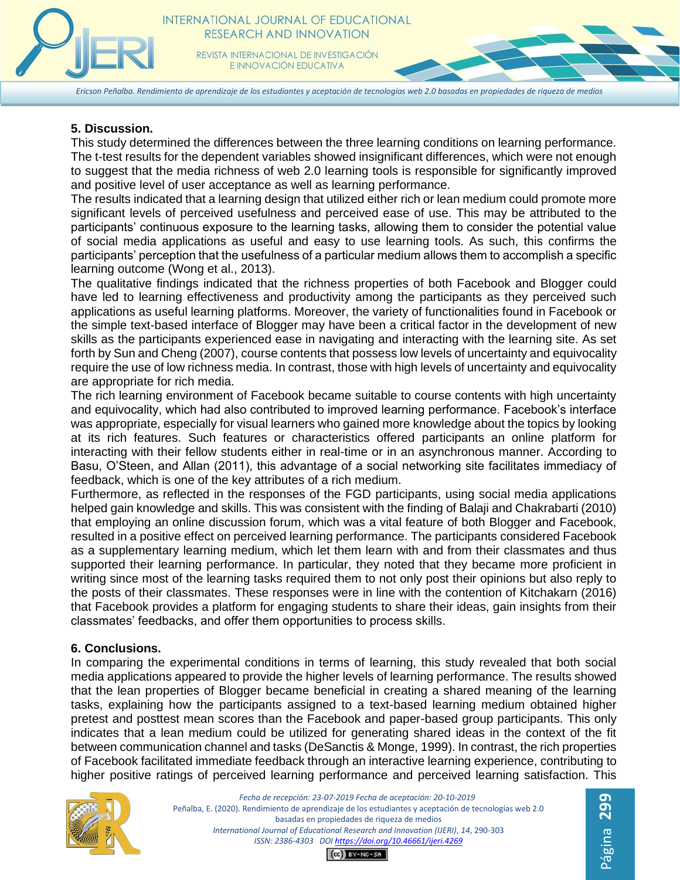## 5. Discussion.

This study determined the differences between the three learning conditions on learning performance. The t-test results for the dependent variables showed insignificant differences, which were not enough to suggest that the media richness of web 2.0 learning tools is responsible for significantly improved and positive level of user acceptance as well as learning performance.

The results indicated that a learning design that utilized either rich or lean medium could promote more significant levels of perceived usefulness and perceived ease of use. This may be attributed to the participants' continuous exposure to the learning tasks, allowing them to consider the potential value of social media applications as useful and easy to use learning tools. As such, this confirms the participants' perception that the usefulness of a particular medium allows them to accomplish a specific learning outcome (Wong et al., 2013).

The qualitative findings indicated that the richness properties of both Facebook and Blogger could have led to learning effectiveness and productivity among the participants as they perceived such applications as useful learning platforms. Moreover, the variety of functionalities found in Facebook or the simple text-based interface of Blogger may have been a critical factor in the development of new skills as the participants experienced ease in navigating and interacting with the learning site. As set forth by Sun and Cheng (2007), course contents that possess low levels of uncertainty and equivocality require the use of low richness media. In contrast, those with high levels of uncertainty and equivocality are appropriate for rich media.

The rich learning environment of Facebook became suitable to course contents with high uncertainty and equivocality, which had also contributed to improved learning performance. Facebook's interface was appropriate, especially for visual learners who gained more knowledge about the topics by looking at its rich features. Such features or characteristics offered participants an online platform for interacting with their fellow students either in real-time or in an asynchronous manner. According to Basu, O'Steen, and Allan (2011), this advantage of a social networking site facilitates immediacy of feedback, which is one of the key attributes of a rich medium.

Furthermore, as reflected in the responses of the FGD participants, using social media applications helped gain knowledge and skills. This was consistent with the finding of Balaji and Chakrabarti (2010) that employing an online discussion forum, which was a vital feature of both Blogger and Facebook, resulted in a positive effect on perceived learning performance. The participants considered Facebook as a supplementary learning medium, which let them learn with and from their classmates and thus supported their learning performance. In particular, they noted that they became more proficient in writing since most of the learning tasks required them to not only post their opinions but also reply to the posts of their classmates. These responses were in line with the contention of Kitchakarn (2016) that Facebook provides a platform for engaging students to share their ideas, gain insights from their classmates' feedbacks, and offer them opportunities to process skills.

## 6. Conclusions.

In comparing the experimental conditions in terms of learning, this study revealed that both social media applications appeared to provide the higher levels of learning performance. The results showed that the lean properties of Blogger became beneficial in creating a shared meaning of the learning tasks, explaining how the participants assigned to a text-based learning medium obtained higher pretest and posttest mean scores than the Facebook and paper-based group participants. This only indicates that a lean medium could be utilized for generating shared ideas in the context of the fit between communication channel and tasks (DeSanctis & Monge, 1999). In contrast, the rich properties of Facebook facilitated immediate feedback through an interactive learning experience, contributing to higher positive ratings of perceived learning performance and perceived learning satisfaction. This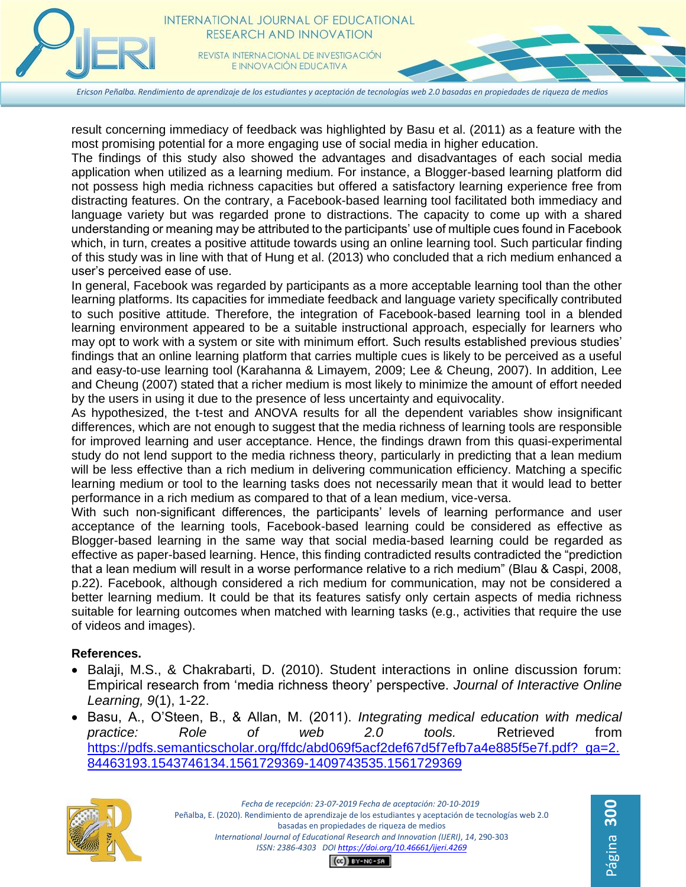result concerning immediacy of feedback was highlighted by Basu et al. (2011) as a feature with the most promising potential for a more engaging use of social media in higher education.

The findings of this study also showed the advantages and disadvantages of each social media application when utilized as a learning medium. For instance, a Blogger-based learning platform did not possess high media richness capacities but offered a satisfactory learning experience free from distracting features. On the contrary, a Facebook-based learning tool facilitated both immediacy and language variety but was regarded prone to distractions. The capacity to come up with a shared understanding or meaning may be attributed to the participants' use of multiple cues found in Facebook which, in turn, creates a positive attitude towards using an online learning tool. Such particular finding of this study was in line with that of Hung et al. (2013) who concluded that a rich medium enhanced a user's perceived ease of use.

In general, Facebook was regarded by participants as a more acceptable learning tool than the other learning platforms. Its capacities for immediate feedback and language variety specifically contributed to such positive attitude. Therefore, the integration of Facebook-based learning tool in a blended learning environment appeared to be a suitable instructional approach, especially for learners who may opt to work with a system or site with minimum effort. Such results established previous studies' findings that an online learning platform that carries multiple cues is likely to be perceived as a useful and easy-to-use learning tool (Karahanna & Limayem, 2009; Lee & Cheung, 2007). In addition, Lee and Cheung (2007) stated that a richer medium is most likely to minimize the amount of effort needed by the users in using it due to the presence of less uncertainty and equivocality.

As hypothesized, the t-test and ANOVA results for all the dependent variables show insignificant differences, which are not enough to suggest that the media richness of learning tools are responsible for improved learning and user acceptance. Hence, the findings drawn from this quasi-experimental study do not lend support to the media richness theory, particularly in predicting that a lean medium will be less effective than a rich medium in delivering communication efficiency. Matching a specific learning medium or tool to the learning tasks does not necessarily mean that it would lead to better performance in a rich medium as compared to that of a lean medium, vice-versa.

With such non-significant differences, the participants' levels of learning performance and user acceptance of the learning tools, Facebook-based learning could be considered as effective as Blogger-based learning in the same way that social media-based learning could be regarded as effective as paper-based learning. Hence, this finding contradicted results contradicted the "prediction that a lean medium will result in a worse performance relative to a rich medium" (Blau & Caspi, 2008, p.22). Facebook, although considered a rich medium for communication, may not be considered a better learning medium. It could be that its features satisfy only certain aspects of media richness suitable for learning outcomes when matched with learning tasks (e.g., activities that require the use of videos and images).

**References.**

- Balaji, M.S., & Chakrabarti, D. (2010). Student interactions in online discussion forum: Empirical research from 'media richness theory' perspective. *Journal of Interactive Online Learning, 9*(1), 1-22.
- Basu, A., O'Steen, B., & Allan, M. (2011). *Integrating medical education with medical practice: Role of web 2.0 tools.* Retrieved from https://pdfs.semanticscholar.org/ffdc/abd069f5acf2def67d5f7efb7a4e885f5e7f.pdf?_ga=2.84463193.1543746134.1561729369-1409743535.1561729369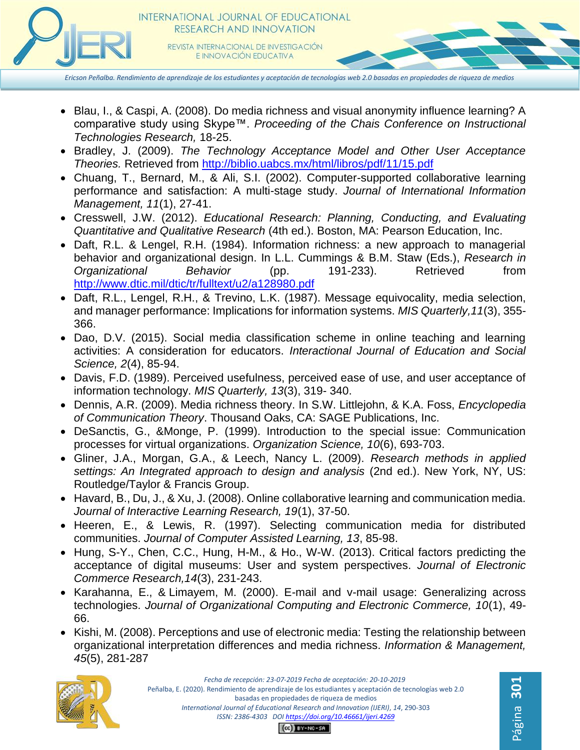- Blau, I., & Caspi, A. (2008). Do media richness and visual anonymity influence learning? A comparative study using Skype™. *Proceeding of the Chais Conference on Instructional Technologies Research,* 18-25.
- Bradley, J. (2009). *The Technology Acceptance Model and Other User Acceptance Theories.* Retrieved from http://biblio.uabcs.mx/html/libros/pdf/11/15.pdf
- Chuang, T., Bernard, M., & Ali, S.I. (2002). Computer-supported collaborative learning performance and satisfaction: A multi-stage study. *Journal of International Information Management, 11*(1), 27-41.
- Cresswell, J.W. (2012). *Educational Research: Planning, Conducting, and Evaluating Quantitative and Qualitative Research* (4th ed.). Boston, MA: Pearson Education, Inc.
- Daft, R.L. & Lengel, R.H. (1984). Information richness: a new approach to managerial behavior and organizational design. In L.L. Cummings & B.M. Staw (Eds.), *Research in Organizational Behavior* (pp. 191-233). Retrieved from http://www.dtic.mil/dtic/tr/fulltext/u2/a128980.pdf
- Daft, R.L., Lengel, R.H., & Trevino, L.K. (1987). Message equivocality, media selection, and manager performance: Implications for information systems. *MIS Quarterly,11*(3), 355-366.
- Dao, D.V. (2015). Social media classification scheme in online teaching and learning activities: A consideration for educators. *Interactional Journal of Education and Social Science, 2*(4), 85-94.
- Davis, F.D. (1989). Perceived usefulness, perceived ease of use, and user acceptance of information technology. *MIS Quarterly, 13*(3), 319- 340.
- Dennis, A.R. (2009). Media richness theory. In S.W. Littlejohn, & K.A. Foss, *Encyclopedia of Communication Theory*. Thousand Oaks, CA: SAGE Publications, Inc.
- DeSanctis, G., &Monge, P. (1999). Introduction to the special issue: Communication processes for virtual organizations. *Organization Science, 10*(6), 693-703.
- Gliner, J.A., Morgan, G.A., & Leech, Nancy L. (2009). *Research methods in applied settings: An Integrated approach to design and analysis* (2nd ed.). New York, NY, US: Routledge/Taylor & Francis Group.
- Havard, B., Du, J., & Xu, J. (2008). Online collaborative learning and communication media. *Journal of Interactive Learning Research, 19*(1), 37-50.
- Heeren, E., & Lewis, R. (1997). Selecting communication media for distributed communities. *Journal of Computer Assisted Learning, 13*, 85-98.
- Hung, S-Y., Chen, C.C., Hung, H-M., & Ho., W-W. (2013). Critical factors predicting the acceptance of digital museums: User and system perspectives. *Journal of Electronic Commerce Research,14*(3), 231-243.
- Karahanna, E., & Limayem, M. (2000). E-mail and v-mail usage: Generalizing across technologies. *Journal of Organizational Computing and Electronic Commerce, 10*(1), 49-66.
- Kishi, M. (2008). Perceptions and use of electronic media: Testing the relationship between organizational interpretation differences and media richness. *Information & Management, 45*(5), 281-287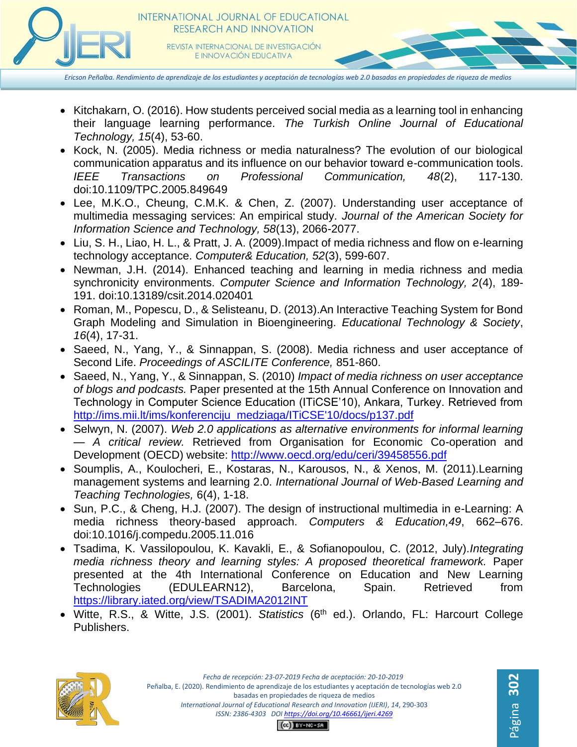- Kitchakarn, O. (2016). How students perceived social media as a learning tool in enhancing their language learning performance. *The Turkish Online Journal of Educational Technology, 15*(4), 53-60.
- Kock, N. (2005). Media richness or media naturalness? The evolution of our biological communication apparatus and its influence on our behavior toward e-communication tools. *IEEE Transactions on Professional Communication, 48*(2), 117-130. doi:10.1109/TPC.2005.849649
- Lee, M.K.O., Cheung, C.M.K. & Chen, Z. (2007). Understanding user acceptance of multimedia messaging services: An empirical study. *Journal of the American Society for Information Science and Technology, 58*(13), 2066-2077.
- Liu, S. H., Liao, H. L., & Pratt, J. A. (2009).Impact of media richness and flow on e-learning technology acceptance. *Computer& Education, 52*(3), 599-607.
- Newman, J.H. (2014). Enhanced teaching and learning in media richness and media synchronicity environments. *Computer Science and Information Technology, 2*(4), 189-191. doi:10.13189/csit.2014.020401
- Roman, M., Popescu, D., & Selisteanu, D. (2013).An Interactive Teaching System for Bond Graph Modeling and Simulation in Bioengineering. *Educational Technology & Society*, *16*(4), 17-31.
- Saeed, N., Yang, Y., & Sinnappan, S. (2008). Media richness and user acceptance of Second Life. *Proceedings of ASCILITE Conference,* 851-860.
- Saeed, N., Yang, Y., & Sinnappan, S. (2010) *Impact of media richness on user acceptance of blogs and podcasts.* Paper presented at the 15th Annual Conference on Innovation and Technology in Computer Science Education (ITiCSE'10), Ankara, Turkey. Retrieved from http://ims.mii.lt/ims/konferenciju_medziaga/ITiCSE'10/docs/p137.pdf
- Selwyn, N. (2007). *Web 2.0 applications as alternative environments for informal learning — A critical review.* Retrieved from Organisation for Economic Co-operation and Development (OECD) website: http://www.oecd.org/edu/ceri/39458556.pdf
- Soumplis, A., Koulocheri, E., Kostaras, N., Karousos, N., & Xenos, M. (2011).Learning management systems and learning 2.0. *International Journal of Web-Based Learning and Teaching Technologies,* 6(4), 1-18.
- Sun, P.C., & Cheng, H.J. (2007). The design of instructional multimedia in e-Learning: A media richness theory-based approach. *Computers & Education,49*, 662–676. doi:10.1016/j.compedu.2005.11.016
- Tsadima, K. Vassilopoulou, K. Kavakli, E., & Sofianopoulou, C. (2012, July).*Integrating media richness theory and learning styles: A proposed theoretical framework.* Paper presented at the 4th International Conference on Education and New Learning Technologies (EDULEARN12), Barcelona, Spain. Retrieved from https://library.iated.org/view/TSADIMA2012INT
- Witte, R.S., & Witte, J.S. (2001). *Statistics* (6th ed.). Orlando, FL: Harcourt College Publishers.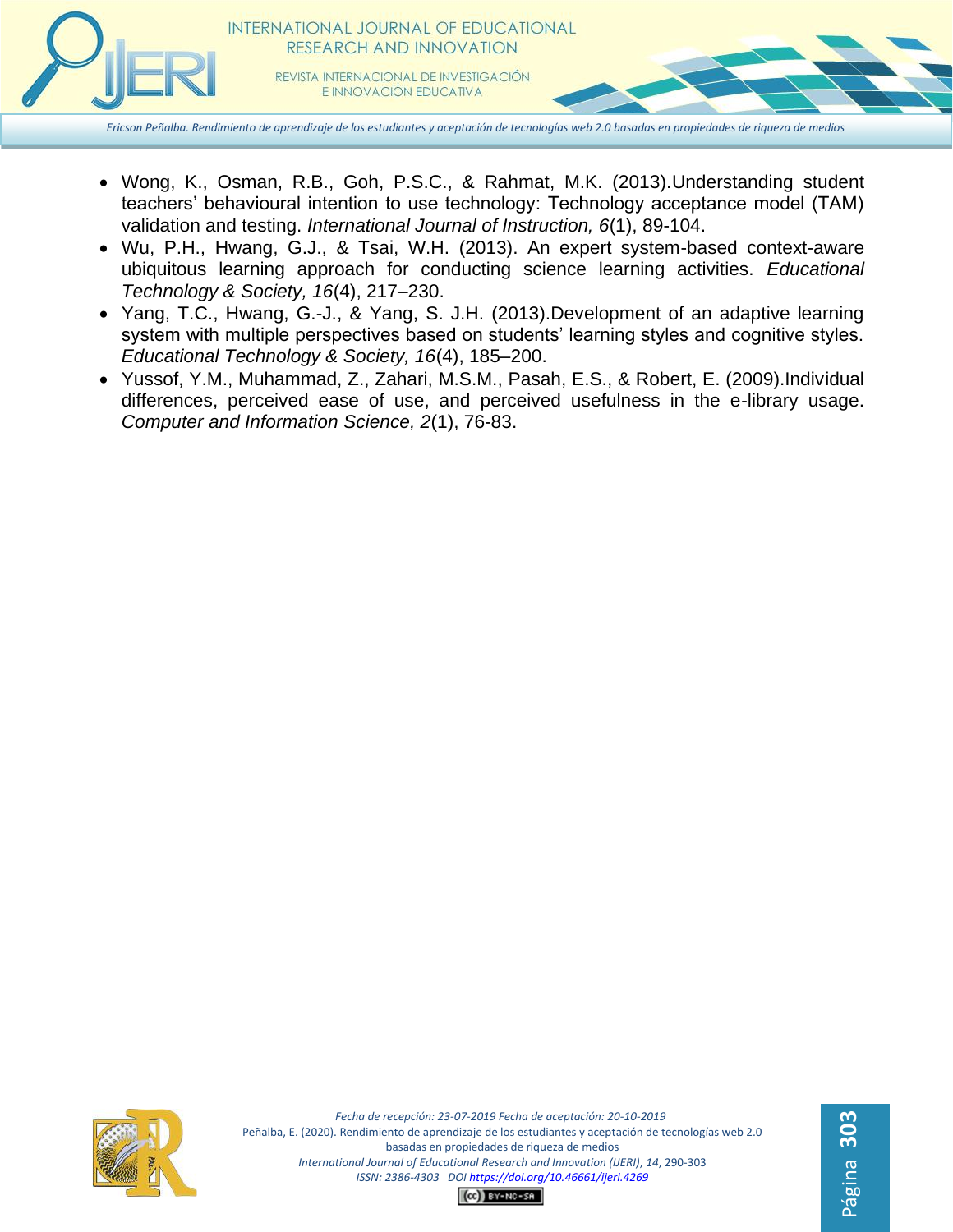- Wong, K., Osman, R.B., Goh, P.S.C., & Rahmat, M.K. (2013).Understanding student teachers' behavioural intention to use technology: Technology acceptance model (TAM) validation and testing. *International Journal of Instruction, 6*(1), 89-104.
- Wu, P.H., Hwang, G.J., & Tsai, W.H. (2013). An expert system-based context-aware ubiquitous learning approach for conducting science learning activities. *Educational Technology & Society, 16*(4), 217–230.
- Yang, T.C., Hwang, G.-J., & Yang, S. J.H. (2013).Development of an adaptive learning system with multiple perspectives based on students' learning styles and cognitive styles. *Educational Technology & Society, 16*(4), 185–200.
- Yussof, Y.M., Muhammad, Z., Zahari, M.S.M., Pasah, E.S., & Robert, E. (2009).Individual differences, perceived ease of use, and perceived usefulness in the e-library usage. *Computer and Information Science, 2*(1), 76-83.